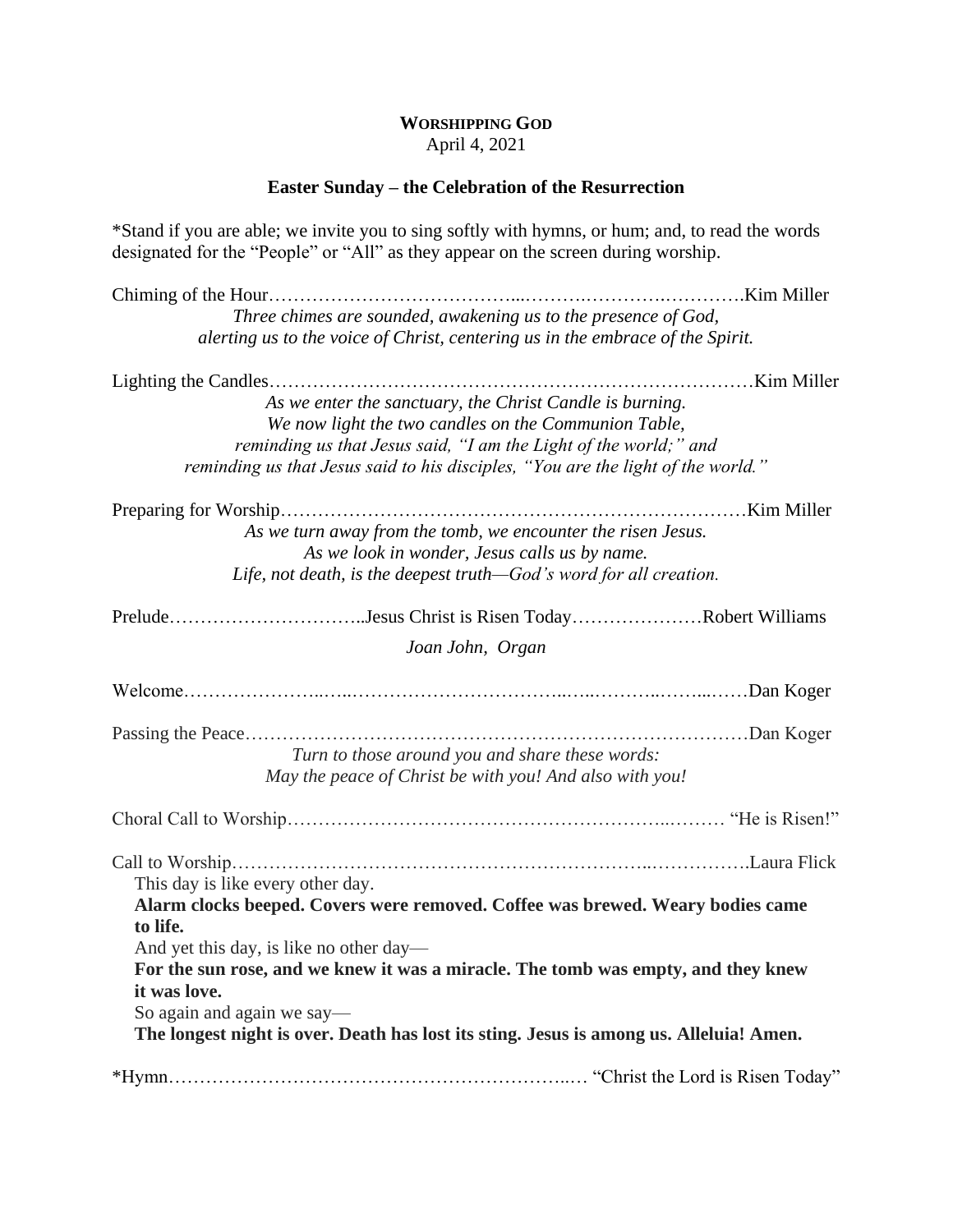# **WORSHIPPING GOD**

April 4, 2021

## **Easter Sunday – the Celebration of the Resurrection**

*Stand if you are able; we invite you to sing softly with hymns, or hum; and, to read the words designated for the "People" or "All" as they appear on the screen during worship.

Chiming of the Hour……………………………………………………………………….Kim Miller

*Three chimes are sounded, awakening us to the presence of God,*
*alerting us to the voice of Christ, centering us in the embrace of the Spirit.*

Lighting the Candles……………………………………………………………………Kim Miller

*As we enter the sanctuary, the Christ Candle is burning.*
*We now light the two candles on the Communion Table,*
*reminding us that Jesus said, "I am the Light of the world;" and*
*reminding us that Jesus said to his disciples, "You are the light of the world."*

Preparing for Worship…………………………………………………………………Kim Miller

*As we turn away from the tomb, we encounter the risen Jesus.*
*As we look in wonder, Jesus calls us by name.*
*Life, not death, is the deepest truth—God's word for all creation.*

Prelude…………………………..Jesus Christ is Risen Today…………………Robert Williams

*Joan John, Organ*

Welcome………………………………………………………………………………Dan Koger

Passing the Peace……………………………………………………………………Dan Koger

*Turn to those around you and share these words:*
*May the peace of Christ be with you! And also with you!*

Choral Call to Worship……………………………………………………… "He is Risen!"

Call to Worship………………………………………………………………………Laura Flick

This day is like every other day.
**Alarm clocks beeped. Covers were removed. Coffee was brewed. Weary bodies came to life.**
And yet this day, is like no other day—
**For the sun rose, and we knew it was a miracle. The tomb was empty, and they knew it was love.**
So again and again we say—
**The longest night is over. Death has lost its sting. Jesus is among us. Alleluia! Amen.**

*Hymn……………………………………………………… "Christ the Lord is Risen Today"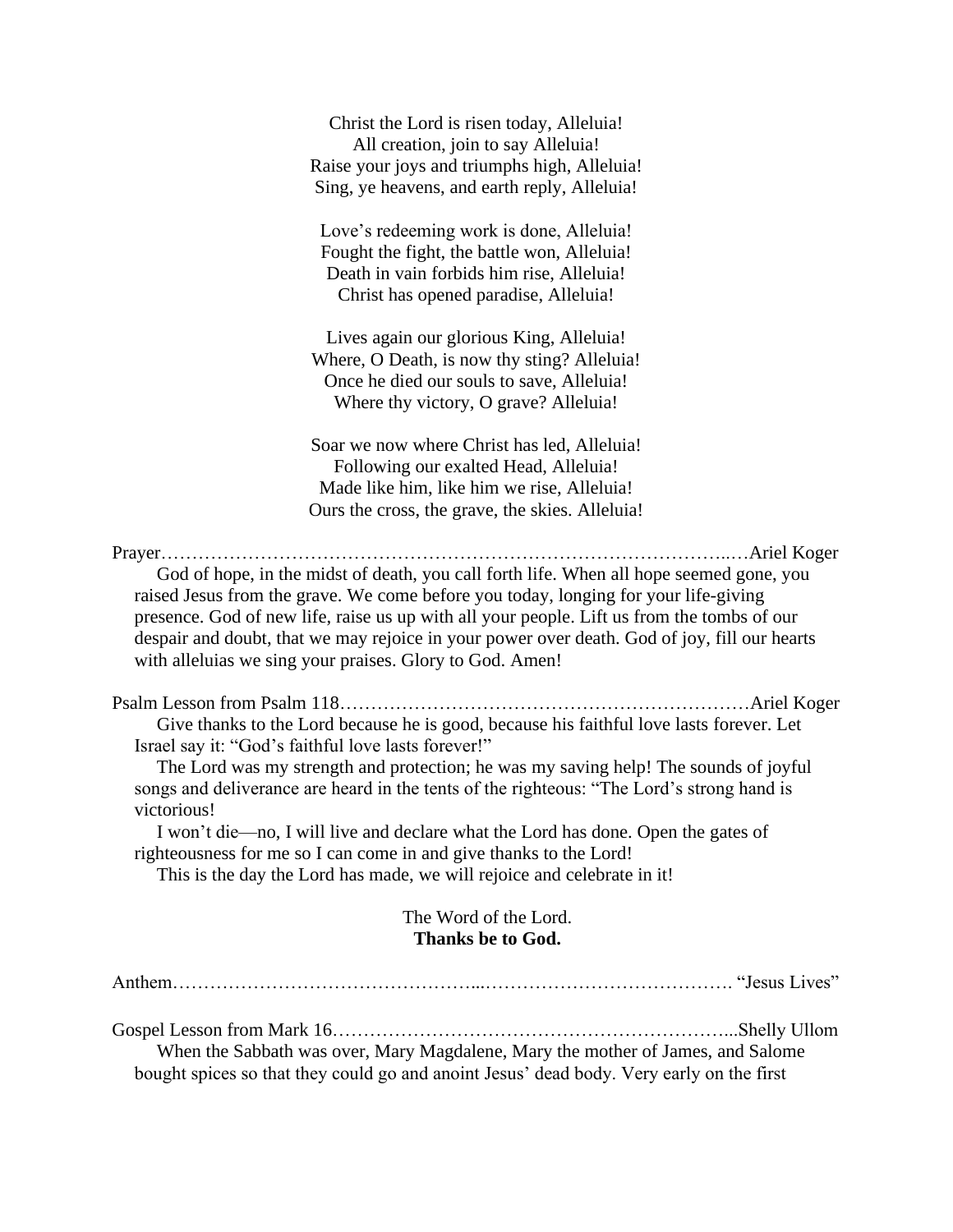Christ the Lord is risen today, Alleluia!
All creation, join to say Alleluia!
Raise your joys and triumphs high, Alleluia!
Sing, ye heavens, and earth reply, Alleluia!

Love's redeeming work is done, Alleluia!
Fought the fight, the battle won, Alleluia!
Death in vain forbids him rise, Alleluia!
Christ has opened paradise, Alleluia!

Lives again our glorious King, Alleluia!
Where, O Death, is now thy sting? Alleluia!
Once he died our souls to save, Alleluia!
Where thy victory, O grave? Alleluia!

Soar we now where Christ has led, Alleluia!
Following our exalted Head, Alleluia!
Made like him, like him we rise, Alleluia!
Ours the cross, the grave, the skies. Alleluia!

Prayer……………………………………………………………………………..…Ariel Koger

God of hope, in the midst of death, you call forth life. When all hope seemed gone, you raised Jesus from the grave. We come before you today, longing for your life-giving presence. God of new life, raise us up with all your people. Lift us from the tombs of our despair and doubt, that we may rejoice in your power over death. God of joy, fill our hearts with alleluias we sing your praises. Glory to God. Amen!

Psalm Lesson from Psalm 118…………………………………………………………Ariel Koger

Give thanks to the Lord because he is good, because his faithful love lasts forever. Let Israel say it: "God's faithful love lasts forever!"

The Lord was my strength and protection; he was my saving help! The sounds of joyful songs and deliverance are heard in the tents of the righteous: "The Lord's strong hand is victorious!

I won't die—no, I will live and declare what the Lord has done. Open the gates of righteousness for me so I can come in and give thanks to the Lord!

This is the day the Lord has made, we will rejoice and celebrate in it!

The Word of the Lord.
**Thanks be to God.**

Anthem…………………………………………...…………………………………. "Jesus Lives"

Gospel Lesson from Mark 16………………………………………………………...Shelly Ullom

When the Sabbath was over, Mary Magdalene, Mary the mother of James, and Salome bought spices so that they could go and anoint Jesus' dead body. Very early on the first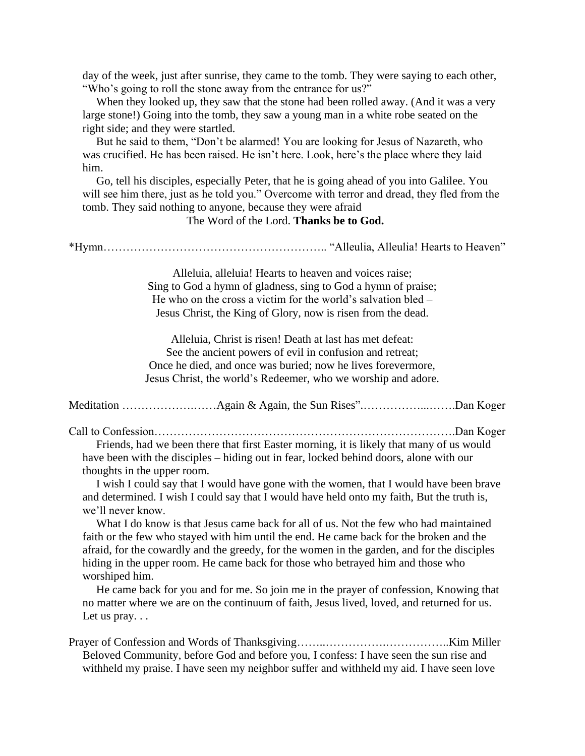day of the week, just after sunrise, they came to the tomb. They were saying to each other, "Who's going to roll the stone away from the entrance for us?"

When they looked up, they saw that the stone had been rolled away. (And it was a very large stone!) Going into the tomb, they saw a young man in a white robe seated on the right side; and they were startled.

But he said to them, "Don't be alarmed! You are looking for Jesus of Nazareth, who was crucified. He has been raised. He isn't here. Look, here's the place where they laid him.

Go, tell his disciples, especially Peter, that he is going ahead of you into Galilee. You will see him there, just as he told you." Overcome with terror and dread, they fled from the tomb. They said nothing to anyone, because they were afraid

The Word of the Lord. **Thanks be to God.**

*Hymn………………………………………………….. "Alleulia, Alleulia! Hearts to Heaven"

Alleluia, alleluia! Hearts to heaven and voices raise;
Sing to God a hymn of gladness, sing to God a hymn of praise;
He who on the cross a victim for the world's salvation bled –
Jesus Christ, the King of Glory, now is risen from the dead.

Alleluia, Christ is risen! Death at last has met defeat:
See the ancient powers of evil in confusion and retreat;
Once he died, and once was buried; now he lives forevermore,
Jesus Christ, the world's Redeemer, who we worship and adore.

Meditation ………………….……Again & Again, the Sun Rises".……………...…….Dan Koger

Call to Confession…………………………………………………………………….Dan Koger

Friends, had we been there that first Easter morning, it is likely that many of us would have been with the disciples – hiding out in fear, locked behind doors, alone with our thoughts in the upper room.

I wish I could say that I would have gone with the women, that I would have been brave and determined. I wish I could say that I would have held onto my faith, But the truth is, we'll never know.

What I do know is that Jesus came back for all of us. Not the few who had maintained faith or the few who stayed with him until the end. He came back for the broken and the afraid, for the cowardly and the greedy, for the women in the garden, and for the disciples hiding in the upper room. He came back for those who betrayed him and those who worshiped him.

He came back for you and for me. So join me in the prayer of confession, Knowing that no matter where we are on the continuum of faith, Jesus lived, loved, and returned for us. Let us pray. . .

Prayer of Confession and Words of Thanksgiving……..…………….……………..Kim Miller

Beloved Community, before God and before you, I confess: I have seen the sun rise and withheld my praise. I have seen my neighbor suffer and withheld my aid. I have seen love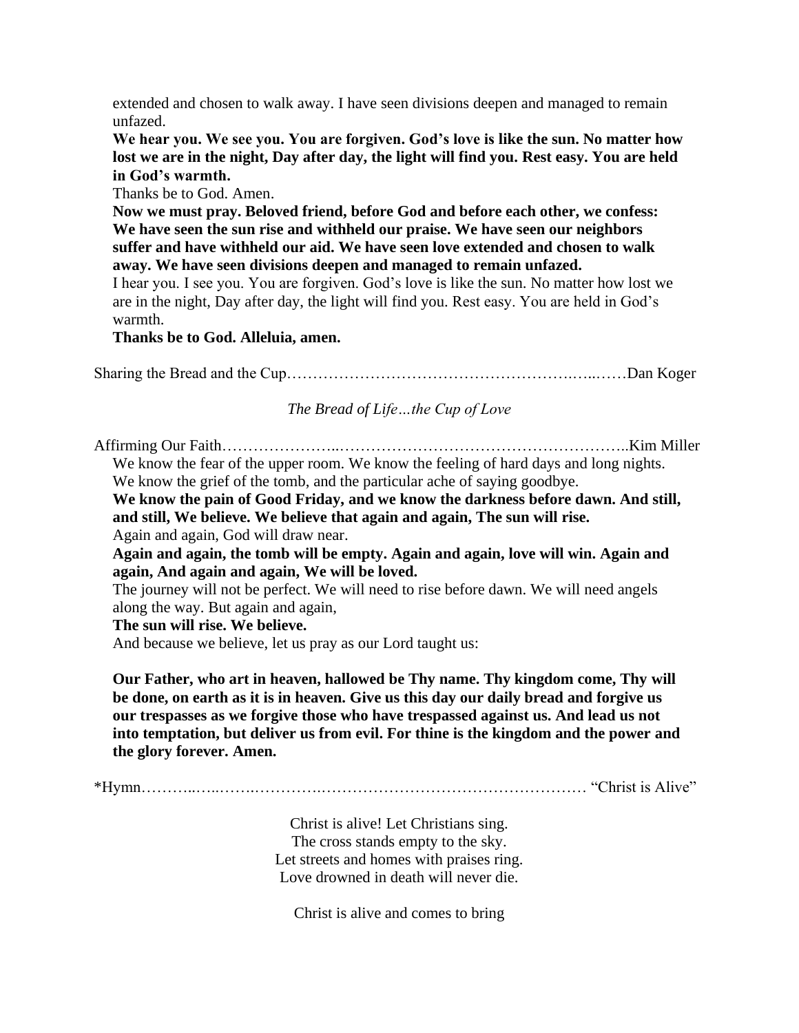extended and chosen to walk away. I have seen divisions deepen and managed to remain unfazed.

**We hear you. We see you. You are forgiven. God's love is like the sun. No matter how lost we are in the night, Day after day, the light will find you. Rest easy. You are held in God's warmth.**

Thanks be to God. Amen.

**Now we must pray. Beloved friend, before God and before each other, we confess: We have seen the sun rise and withheld our praise. We have seen our neighbors suffer and have withheld our aid. We have seen love extended and chosen to walk away. We have seen divisions deepen and managed to remain unfazed.**

I hear you. I see you. You are forgiven. God's love is like the sun. No matter how lost we are in the night, Day after day, the light will find you. Rest easy. You are held in God's warmth.

**Thanks be to God. Alleluia, amen.**

Sharing the Bread and the Cup……………………………………………….…..……Dan Koger

*The Bread of Life…the Cup of Love*

Affirming Our Faith…………………..………………………………………………..Kim Miller

We know the fear of the upper room. We know the feeling of hard days and long nights. We know the grief of the tomb, and the particular ache of saying goodbye.

**We know the pain of Good Friday, and we know the darkness before dawn. And still, and still, We believe. We believe that again and again, The sun will rise.**

Again and again, God will draw near.

**Again and again, the tomb will be empty. Again and again, love will win. Again and again, And again and again, We will be loved.**

The journey will not be perfect. We will need to rise before dawn. We will need angels along the way. But again and again,

**The sun will rise. We believe.**

And because we believe, let us pray as our Lord taught us:

**Our Father, who art in heaven, hallowed be Thy name. Thy kingdom come, Thy will be done, on earth as it is in heaven. Give us this day our daily bread and forgive us our trespasses as we forgive those who have trespassed against us. And lead us not into temptation, but deliver us from evil. For thine is the kingdom and the power and the glory forever. Amen.**

*Hymn………..…..…….………….…………………………………………… "Christ is Alive"

Christ is alive! Let Christians sing.  
The cross stands empty to the sky.  
Let streets and homes with praises ring.  
Love drowned in death will never die.

Christ is alive and comes to bring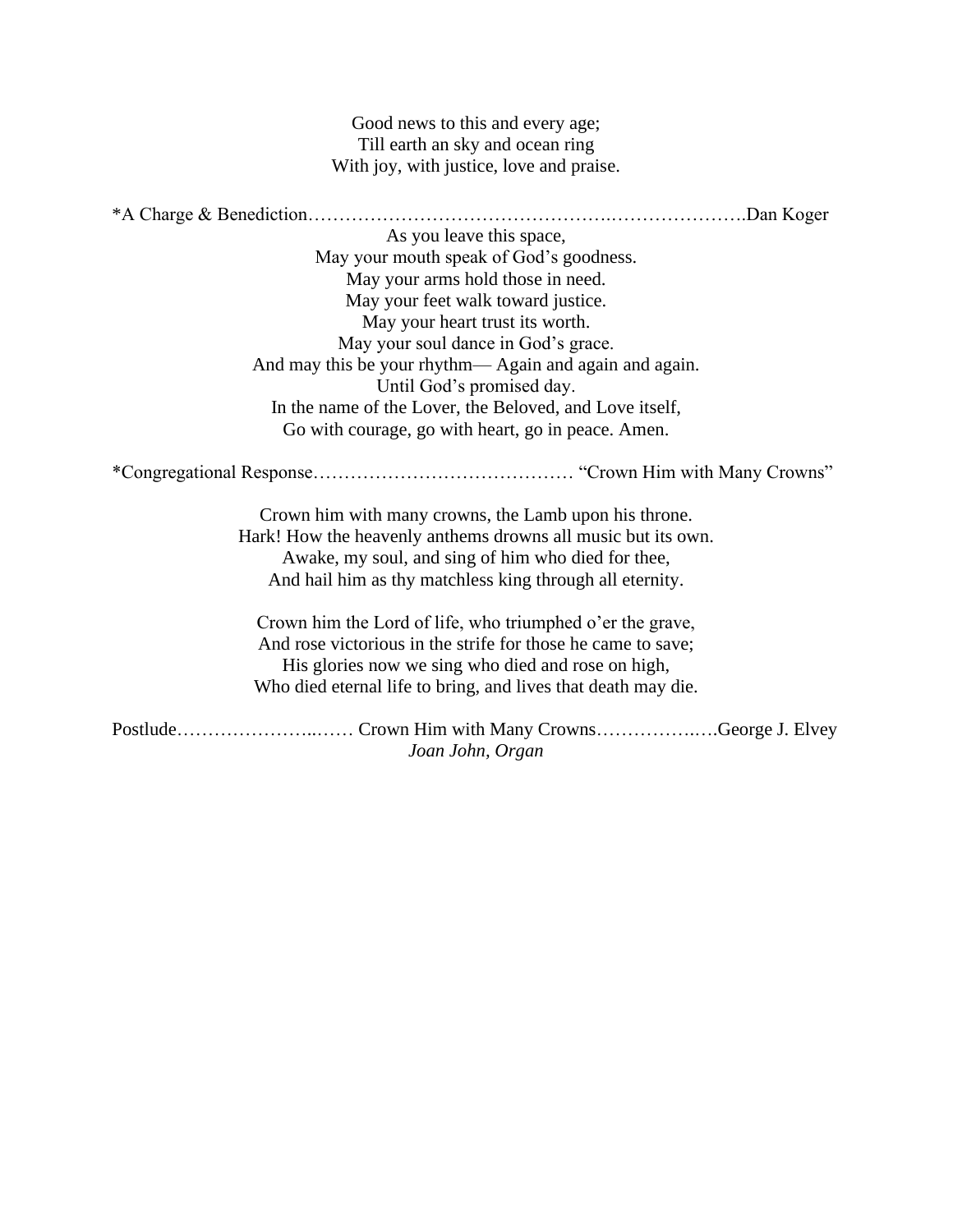Good news to this and every age;  
Till earth an sky and ocean ring  
With joy, with justice, love and praise.

*A Charge & Benediction…………………………………………..………………….Dan Koger

As you leave this space,  
May your mouth speak of God's goodness.  
May your arms hold those in need.  
May your feet walk toward justice.  
May your heart trust its worth.  
May your soul dance in God's grace.  
And may this be your rhythm— Again and again and again.  
Until God's promised day.  
In the name of the Lover, the Beloved, and Love itself,  
Go with courage, go with heart, go in peace. Amen.

*Congregational Response…………………………………… "Crown Him with Many Crowns"

Crown him with many crowns, the Lamb upon his throne.  
Hark! How the heavenly anthems drowns all music but its own.  
Awake, my soul, and sing of him who died for thee,  
And hail him as thy matchless king through all eternity.

Crown him the Lord of life, who triumphed o'er the grave,  
And rose victorious in the strife for those he came to save;  
His glories now we sing who died and rose on high,  
Who died eternal life to bring, and lives that death may die.

Postlude…………………..…… Crown Him with Many Crowns…………….….George J. Elvey  
*Joan John, Organ*